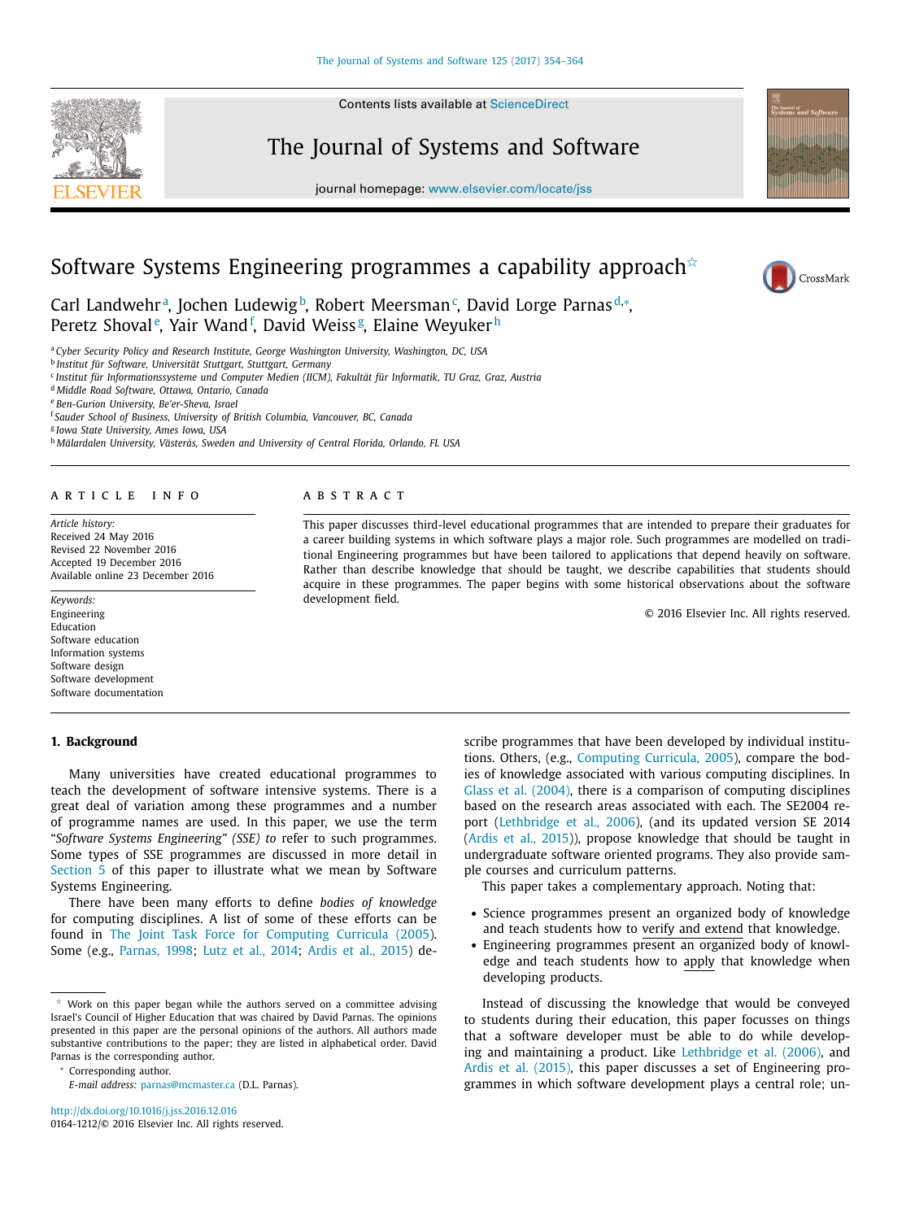# Software Systems Engineering programmes a capability approach[☆]

Carl Landwehr[a], Jochen Ludewig[b], Robert Meersman[c], David Lorge Parnas[d,*], Peretz Shoval[e], Yair Wand[f], David Weiss[g], Elaine Weyuker[h]

[a] Cyber Security Policy and Research Institute, George Washington University, Washington, DC, USA
[b] Institut für Software, Universität Stuttgart, Stuttgart, Germany
[c] Institut für Informationssysteme und Computer Medien (IICM), Fakultät für Informatik, TU Graz, Graz, Austria
[d] Middle Road Software, Ottawa, Ontario, Canada
[e] Ben-Gurion University, Be'er-Sheva, Israel
[f] Sauder School of Business, University of British Columbia, Vancouver, BC, Canada
[g] Iowa State University, Ames Iowa, USA
[h] Mälardalen University, Västerås, Sweden and University of Central Florida, Orlando, FL USA

## ARTICLE INFO

*Article history:*
Received 24 May 2016
Revised 22 November 2016
Accepted 19 December 2016
Available online 23 December 2016

*Keywords:*
Engineering
Education
Software education
Information systems
Software design
Software development
Software documentation

## ABSTRACT

This paper discusses third-level educational programmes that are intended to prepare their graduates for a career building systems in which software plays a major role. Such programmes are modelled on traditional Engineering programmes but have been tailored to applications that depend heavily on software. Rather than describe knowledge that should be taught, we describe capabilities that students should acquire in these programmes. The paper begins with some historical observations about the software development field.

© 2016 Elsevier Inc. All rights reserved.

## 1. Background

Many universities have created educational programmes to teach the development of software intensive systems. There is a great deal of variation among these programmes and a number of programme names are used. In this paper, we use the term "*Software Systems Engineering" (SSE) to* refer to such programmes. Some types of SSE programmes are discussed in more detail in Section 5 of this paper to illustrate what we mean by Software Systems Engineering.

There have been many efforts to define *bodies of knowledge* for computing disciplines. A list of some of these efforts can be found in The Joint Task Force for Computing Curricula (2005). Some (e.g., Parnas, 1998; Lutz et al., 2014; Ardis et al., 2015) describe programmes that have been developed by individual institutions. Others, (e.g., Computing Curricula, 2005), compare the bodies of knowledge associated with various computing disciplines. In Glass et al. (2004), there is a comparison of computing disciplines based on the research areas associated with each. The SE2004 report (Lethbridge et al., 2006), (and its updated version SE 2014 (Ardis et al., 2015)), propose knowledge that should be taught in undergraduate software oriented programs. They also provide sample courses and curriculum patterns.

This paper takes a complementary approach. Noting that:

- Science programmes present an organized body of knowledge and teach students how to verify and extend that knowledge.
- Engineering programmes present an organized body of knowledge and teach students how to apply that knowledge when developing products.

Instead of discussing the knowledge that would be conveyed to students during their education, this paper focusses on things that a software developer must be able to do while developing and maintaining a product. Like Lethbridge et al. (2006), and Ardis et al. (2015), this paper discusses a set of Engineering programmes in which software development plays a central role; un-

---

☆ Work on this paper began while the authors served on a committee advising Israel's Council of Higher Education that was chaired by David Parnas. The opinions presented in this paper are the personal opinions of the authors. All authors made substantive contributions to the paper; they are listed in alphabetical order. David Parnas is the corresponding author.

\* Corresponding author.
*E-mail address:* parnas@mcmaster.ca (D.L. Parnas).

http://dx.doi.org/10.1016/j.jss.2016.12.016
0164-1212/© 2016 Elsevier Inc. All rights reserved.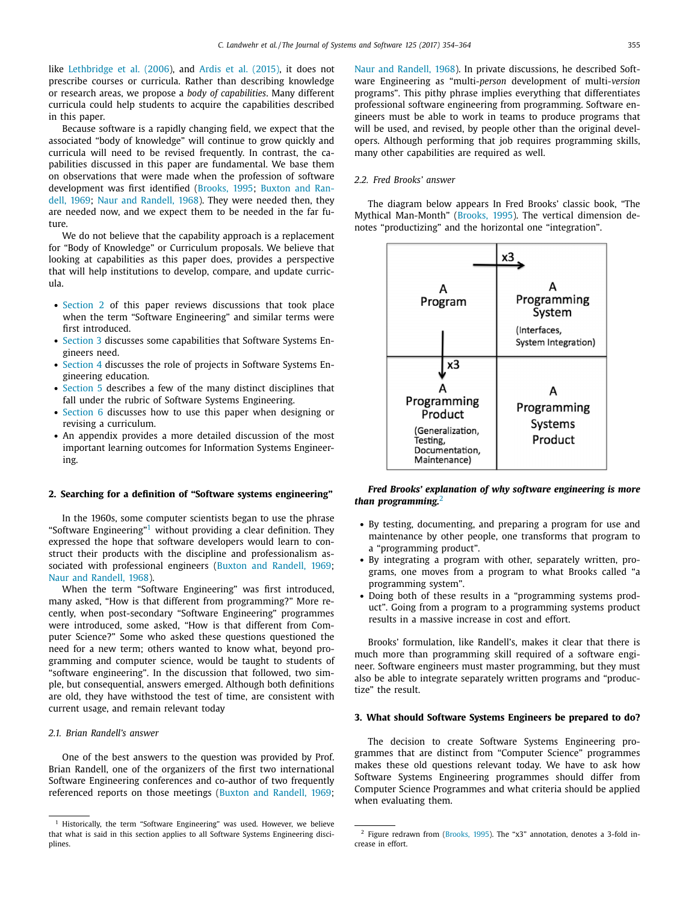like Lethbridge et al. (2006), and Ardis et al. (2015), it does not prescribe courses or curricula. Rather than describing knowledge or research areas, we propose a *body of capabilities*. Many different curricula could help students to acquire the capabilities described in this paper.

Because software is a rapidly changing field, we expect that the associated "body of knowledge" will continue to grow quickly and curricula will need to be revised frequently. In contrast, the capabilities discussed in this paper are fundamental. We base them on observations that were made when the profession of software development was first identified (Brooks, 1995; Buxton and Randell, 1969; Naur and Randell, 1968). They were needed then, they are needed now, and we expect them to be needed in the far future.

We do not believe that the capability approach is a replacement for "Body of Knowledge" or Curriculum proposals. We believe that looking at capabilities as this paper does, provides a perspective that will help institutions to develop, compare, and update curricula.

- Section 2 of this paper reviews discussions that took place when the term "Software Engineering" and similar terms were first introduced.
- Section 3 discusses some capabilities that Software Systems Engineers need.
- Section 4 discusses the role of projects in Software Systems Engineering education.
- Section 5 describes a few of the many distinct disciplines that fall under the rubric of Software Systems Engineering.
- Section 6 discusses how to use this paper when designing or revising a curriculum.
- An appendix provides a more detailed discussion of the most important learning outcomes for Information Systems Engineering.

## 2. Searching for a definition of "Software systems engineering"

In the 1960s, some computer scientists began to use the phrase "Software Engineering"[1] without providing a clear definition. They expressed the hope that software developers would learn to construct their products with the discipline and professionalism associated with professional engineers (Buxton and Randell, 1969; Naur and Randell, 1968).

When the term "Software Engineering" was first introduced, many asked, "How is that different from programming?" More recently, when post-secondary "Software Engineering" programmes were introduced, some asked, "How is that different from Computer Science?" Some who asked these questions questioned the need for a new term; others wanted to know what, beyond programming and computer science, would be taught to students of "software engineering". In the discussion that followed, two simple, but consequential, answers emerged. Although both definitions are old, they have withstood the test of time, are consistent with current usage, and remain relevant today

### 2.1. Brian Randell's answer

One of the best answers to the question was provided by Prof. Brian Randell, one of the organizers of the first two international Software Engineering conferences and co-author of two frequently referenced reports on those meetings (Buxton and Randell, 1969; Naur and Randell, 1968). In private discussions, he described Software Engineering as "multi-*person* development of multi-*version* programs". This pithy phrase implies everything that differentiates professional software engineering from programming. Software engineers must be able to work in teams to produce programs that will be used, and revised, by people other than the original developers. Although performing that job requires programming skills, many other capabilities are required as well.

### 2.2. Fred Brooks' answer

The diagram below appears In Fred Brooks' classic book, "The Mythical Man-Month" (Brooks, 1995). The vertical dimension denotes "productizing" and the horizontal one "integration".

| | |
|---|---|
| A Program | A Programming System (Interfaces, System Integration) |
| A Programming Product (Generalization, Testing, Documentation, Maintenance) | A Programming Systems Product |

x3 (horizontal arrow)

x3 (vertical arrow)

***Fred Brooks' explanation of why software engineering is more than programming.***[2]

- By testing, documenting, and preparing a program for use and maintenance by other people, one transforms that program to a "programming product".
- By integrating a program with other, separately written, programs, one moves from a program to what Brooks called "a programming system".
- Doing both of these results in a "programming systems product". Going from a program to a programming systems product results in a massive increase in cost and effort.

Brooks' formulation, like Randell's, makes it clear that there is much more than programming skill required of a software engineer. Software engineers must master programming, but they must also be able to integrate separately written programs and "productize" the result.

## 3. What should Software Systems Engineers be prepared to do?

The decision to create Software Systems Engineering programmes that are distinct from "Computer Science" programmes makes these old questions relevant today. We have to ask how Software Systems Engineering programmes should differ from Computer Science Programmes and what criteria should be applied when evaluating them.

[1] Historically, the term "Software Engineering" was used. However, we believe that what is said in this section applies to all Software Systems Engineering disciplines.

[2] Figure redrawn from (Brooks, 1995). The "x3" annotation, denotes a 3-fold increase in effort.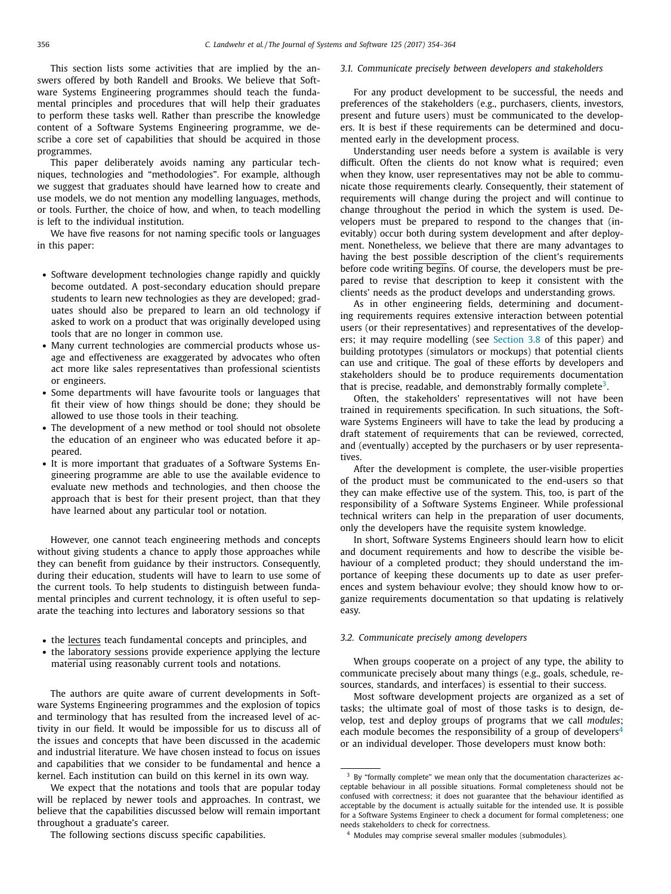This section lists some activities that are implied by the answers offered by both Randell and Brooks. We believe that Software Systems Engineering programmes should teach the fundamental principles and procedures that will help their graduates to perform these tasks well. Rather than prescribe the knowledge content of a Software Systems Engineering programme, we describe a core set of capabilities that should be acquired in those programmes.

This paper deliberately avoids naming any particular techniques, technologies and "methodologies". For example, although we suggest that graduates should have learned how to create and use models, we do not mention any modelling languages, methods, or tools. Further, the choice of how, and when, to teach modelling is left to the individual institution.

We have five reasons for not naming specific tools or languages in this paper:

- Software development technologies change rapidly and quickly become outdated. A post-secondary education should prepare students to learn new technologies as they are developed; graduates should also be prepared to learn an old technology if asked to work on a product that was originally developed using tools that are no longer in common use.
- Many current technologies are commercial products whose usage and effectiveness are exaggerated by advocates who often act more like sales representatives than professional scientists or engineers.
- Some departments will have favourite tools or languages that fit their view of how things should be done; they should be allowed to use those tools in their teaching.
- The development of a new method or tool should not obsolete the education of an engineer who was educated before it appeared.
- It is more important that graduates of a Software Systems Engineering programme are able to use the available evidence to evaluate new methods and technologies, and then choose the approach that is best for their present project, than that they have learned about any particular tool or notation.

However, one cannot teach engineering methods and concepts without giving students a chance to apply those approaches while they can benefit from guidance by their instructors. Consequently, during their education, students will have to learn to use some of the current tools. To help students to distinguish between fundamental principles and current technology, it is often useful to separate the teaching into lectures and laboratory sessions so that

- the lectures teach fundamental concepts and principles, and
- the laboratory sessions provide experience applying the lecture material using reasonably current tools and notations.

The authors are quite aware of current developments in Software Systems Engineering programmes and the explosion of topics and terminology that has resulted from the increased level of activity in our field. It would be impossible for us to discuss all of the issues and concepts that have been discussed in the academic and industrial literature. We have chosen instead to focus on issues and capabilities that we consider to be fundamental and hence a kernel. Each institution can build on this kernel in its own way.

We expect that the notations and tools that are popular today will be replaced by newer tools and approaches. In contrast, we believe that the capabilities discussed below will remain important throughout a graduate's career.

The following sections discuss specific capabilities.

### 3.1. Communicate precisely between developers and stakeholders

For any product development to be successful, the needs and preferences of the stakeholders (e.g., purchasers, clients, investors, present and future users) must be communicated to the developers. It is best if these requirements can be determined and documented early in the development process.

Understanding user needs before a system is available is very difficult. Often the clients do not know what is required; even when they know, user representatives may not be able to communicate those requirements clearly. Consequently, their statement of requirements will change during the project and will continue to change throughout the period in which the system is used. Developers must be prepared to respond to the changes that (inevitably) occur both during system development and after deployment. Nonetheless, we believe that there are many advantages to having the best possible description of the client's requirements before code writing begins. Of course, the developers must be prepared to revise that description to keep it consistent with the clients' needs as the product develops and understanding grows.

As in other engineering fields, determining and documenting requirements requires extensive interaction between potential users (or their representatives) and representatives of the developers; it may require modelling (see Section 3.8 of this paper) and building prototypes (simulators or mockups) that potential clients can use and critique. The goal of these efforts by developers and stakeholders should be to produce requirements documentation that is precise, readable, and demonstrably formally complete[3].

Often, the stakeholders' representatives will not have been trained in requirements specification. In such situations, the Software Systems Engineers will have to take the lead by producing a draft statement of requirements that can be reviewed, corrected, and (eventually) accepted by the purchasers or by user representatives.

After the development is complete, the user-visible properties of the product must be communicated to the end-users so that they can make effective use of the system. This, too, is part of the responsibility of a Software Systems Engineer. While professional technical writers can help in the preparation of user documents, only the developers have the requisite system knowledge.

In short, Software Systems Engineers should learn how to elicit and document requirements and how to describe the visible behaviour of a completed product; they should understand the importance of keeping these documents up to date as user preferences and system behaviour evolve; they should know how to organize requirements documentation so that updating is relatively easy.

### 3.2. Communicate precisely among developers

When groups cooperate on a project of any type, the ability to communicate precisely about many things (e.g., goals, schedule, resources, standards, and interfaces) is essential to their success.

Most software development projects are organized as a set of tasks; the ultimate goal of most of those tasks is to design, develop, test and deploy groups of programs that we call *modules*; each module becomes the responsibility of a group of developers[4] or an individual developer. Those developers must know both:

[3] By "formally complete" we mean only that the documentation characterizes acceptable behaviour in all possible situations. Formal completeness should not be confused with correctness; it does not guarantee that the behaviour identified as acceptable by the document is actually suitable for the intended use. It is possible for a Software Systems Engineer to check a document for formal completeness; one needs stakeholders to check for correctness.

[4] Modules may comprise several smaller modules (submodules).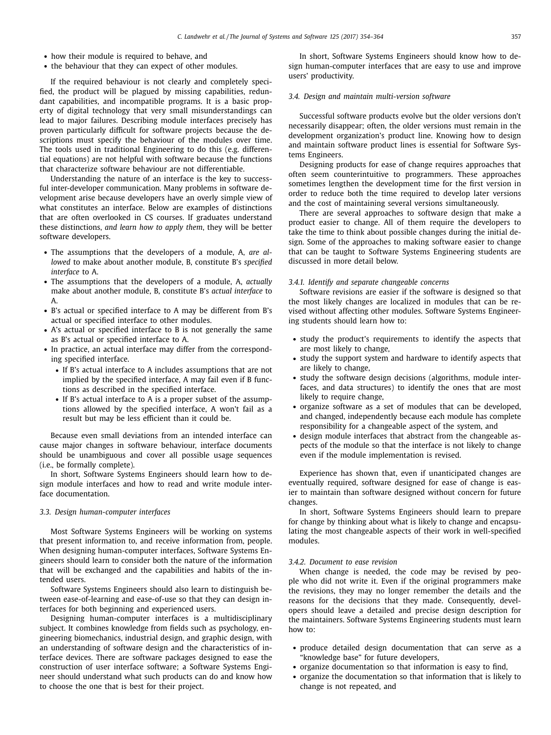- how their module is required to behave, and
- the behaviour that they can expect of other modules.

If the required behaviour is not clearly and completely specified, the product will be plagued by missing capabilities, redundant capabilities, and incompatible programs. It is a basic property of digital technology that very small misunderstandings can lead to major failures. Describing module interfaces precisely has proven particularly difficult for software projects because the descriptions must specify the behaviour of the modules over time. The tools used in traditional Engineering to do this (e.g. differential equations) are not helpful with software because the functions that characterize software behaviour are not differentiable.

Understanding the nature of an interface is the key to successful inter-developer communication. Many problems in software development arise because developers have an overly simple view of what constitutes an interface. Below are examples of distinctions that are often overlooked in CS courses. If graduates understand these distinctions, *and learn how to apply them*, they will be better software developers.

- The assumptions that the developers of a module, A, *are allowed* to make about another module, B, constitute B's *specified interface* to A.
- The assumptions that the developers of a module, A, *actually* make about another module, B, constitute B's *actual interface* to A.
- B's actual or specified interface to A may be different from B's actual or specified interface to other modules.
- A's actual or specified interface to B is not generally the same as B's actual or specified interface to A.
- In practice, an actual interface may differ from the corresponding specified interface.
  - If B's actual interface to A includes assumptions that are not implied by the specified interface, A may fail even if B functions as described in the specified interface.
  - If B's actual interface to A is a proper subset of the assumptions allowed by the specified interface, A won't fail as a result but may be less efficient than it could be.

Because even small deviations from an intended interface can cause major changes in software behaviour, interface documents should be unambiguous and cover all possible usage sequences (i.e., be formally complete).

In short, Software Systems Engineers should learn how to design module interfaces and how to read and write module interface documentation.

### 3.3. Design human-computer interfaces

Most Software Systems Engineers will be working on systems that present information to, and receive information from, people. When designing human-computer interfaces, Software Systems Engineers should learn to consider both the nature of the information that will be exchanged and the capabilities and habits of the intended users.

Software Systems Engineers should also learn to distinguish between ease-of-learning and ease-of-use so that they can design interfaces for both beginning and experienced users.

Designing human-computer interfaces is a multidisciplinary subject. It combines knowledge from fields such as psychology, engineering biomechanics, industrial design, and graphic design, with an understanding of software design and the characteristics of interface devices. There are software packages designed to ease the construction of user interface software; a Software Systems Engineer should understand what such products can do and know how to choose the one that is best for their project.

In short, Software Systems Engineers should know how to design human-computer interfaces that are easy to use and improve users' productivity.

### 3.4. Design and maintain multi-version software

Successful software products evolve but the older versions don't necessarily disappear; often, the older versions must remain in the development organization's product line. Knowing how to design and maintain software product lines is essential for Software Systems Engineers.

Designing products for ease of change requires approaches that often seem counterintuitive to programmers. These approaches sometimes lengthen the development time for the first version in order to reduce both the time required to develop later versions and the cost of maintaining several versions simultaneously.

There are several approaches to software design that make a product easier to change. All of them require the developers to take the time to think about possible changes during the initial design. Some of the approaches to making software easier to change that can be taught to Software Systems Engineering students are discussed in more detail below.

#### 3.4.1. Identify and separate changeable concerns

Software revisions are easier if the software is designed so that the most likely changes are localized in modules that can be revised without affecting other modules. Software Systems Engineering students should learn how to:

- study the product's requirements to identify the aspects that are most likely to change,
- study the support system and hardware to identify aspects that are likely to change,
- study the software design decisions (algorithms, module interfaces, and data structures) to identify the ones that are most likely to require change,
- organize software as a set of modules that can be developed, and changed, independently because each module has complete responsibility for a changeable aspect of the system, and
- design module interfaces that abstract from the changeable aspects of the module so that the interface is not likely to change even if the module implementation is revised.

Experience has shown that, even if unanticipated changes are eventually required, software designed for ease of change is easier to maintain than software designed without concern for future changes.

In short, Software Systems Engineers should learn to prepare for change by thinking about what is likely to change and encapsulating the most changeable aspects of their work in well-specified modules.

#### 3.4.2. Document to ease revision

When change is needed, the code may be revised by people who did not write it. Even if the original programmers make the revisions, they may no longer remember the details and the reasons for the decisions that they made. Consequently, developers should leave a detailed and precise design description for the maintainers. Software Systems Engineering students must learn how to:

- produce detailed design documentation that can serve as a "knowledge base" for future developers,
- organize documentation so that information is easy to find,
- organize the documentation so that information that is likely to change is not repeated, and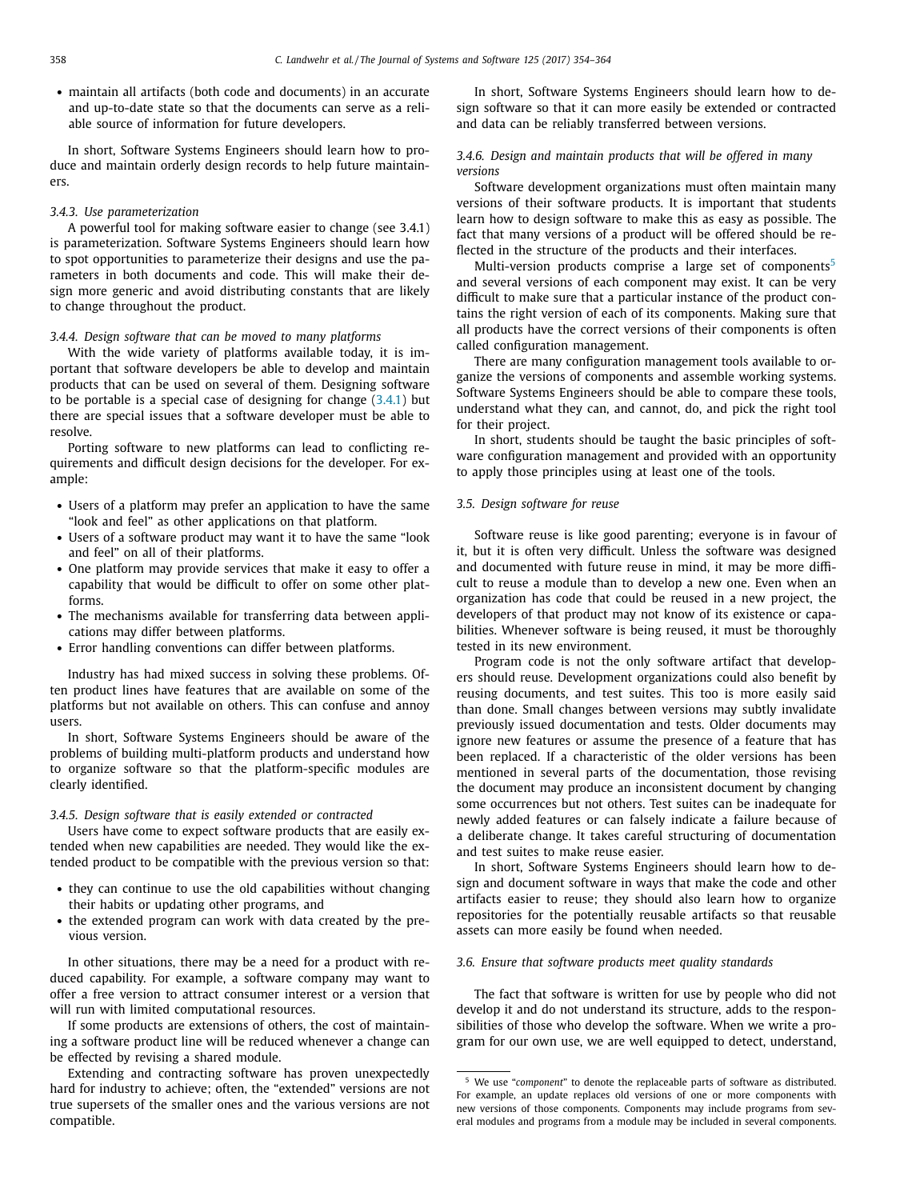- maintain all artifacts (both code and documents) in an accurate and up-to-date state so that the documents can serve as a reliable source of information for future developers.

In short, Software Systems Engineers should learn how to produce and maintain orderly design records to help future maintainers.

#### 3.4.3. Use parameterization

A powerful tool for making software easier to change (see 3.4.1) is parameterization. Software Systems Engineers should learn how to spot opportunities to parameterize their designs and use the parameters in both documents and code. This will make their design more generic and avoid distributing constants that are likely to change throughout the product.

#### 3.4.4. Design software that can be moved to many platforms

With the wide variety of platforms available today, it is important that software developers be able to develop and maintain products that can be used on several of them. Designing software to be portable is a special case of designing for change (3.4.1) but there are special issues that a software developer must be able to resolve.

Porting software to new platforms can lead to conflicting requirements and difficult design decisions for the developer. For example:

- Users of a platform may prefer an application to have the same "look and feel" as other applications on that platform.
- Users of a software product may want it to have the same "look and feel" on all of their platforms.
- One platform may provide services that make it easy to offer a capability that would be difficult to offer on some other platforms.
- The mechanisms available for transferring data between applications may differ between platforms.
- Error handling conventions can differ between platforms.

Industry has had mixed success in solving these problems. Often product lines have features that are available on some of the platforms but not available on others. This can confuse and annoy users.

In short, Software Systems Engineers should be aware of the problems of building multi-platform products and understand how to organize software so that the platform-specific modules are clearly identified.

#### 3.4.5. Design software that is easily extended or contracted

Users have come to expect software products that are easily extended when new capabilities are needed. They would like the extended product to be compatible with the previous version so that:

- they can continue to use the old capabilities without changing their habits or updating other programs, and
- the extended program can work with data created by the previous version.

In other situations, there may be a need for a product with reduced capability. For example, a software company may want to offer a free version to attract consumer interest or a version that will run with limited computational resources.

If some products are extensions of others, the cost of maintaining a software product line will be reduced whenever a change can be effected by revising a shared module.

Extending and contracting software has proven unexpectedly hard for industry to achieve; often, the "extended" versions are not true supersets of the smaller ones and the various versions are not compatible.

In short, Software Systems Engineers should learn how to design software so that it can more easily be extended or contracted and data can be reliably transferred between versions.

#### 3.4.6. Design and maintain products that will be offered in many versions

Software development organizations must often maintain many versions of their software products. It is important that students learn how to design software to make this as easy as possible. The fact that many versions of a product will be offered should be reflected in the structure of the products and their interfaces.

Multi-version products comprise a large set of components[5] and several versions of each component may exist. It can be very difficult to make sure that a particular instance of the product contains the right version of each of its components. Making sure that all products have the correct versions of their components is often called configuration management.

There are many configuration management tools available to organize the versions of components and assemble working systems. Software Systems Engineers should be able to compare these tools, understand what they can, and cannot, do, and pick the right tool for their project.

In short, students should be taught the basic principles of software configuration management and provided with an opportunity to apply those principles using at least one of the tools.

### 3.5. Design software for reuse

Software reuse is like good parenting; everyone is in favour of it, but it is often very difficult. Unless the software was designed and documented with future reuse in mind, it may be more difficult to reuse a module than to develop a new one. Even when an organization has code that could be reused in a new project, the developers of that product may not know of its existence or capabilities. Whenever software is being reused, it must be thoroughly tested in its new environment.

Program code is not the only software artifact that developers should reuse. Development organizations could also benefit by reusing documents, and test suites. This too is more easily said than done. Small changes between versions may subtly invalidate previously issued documentation and tests. Older documents may ignore new features or assume the presence of a feature that has been replaced. If a characteristic of the older versions has been mentioned in several parts of the documentation, those revising the document may produce an inconsistent document by changing some occurrences but not others. Test suites can be inadequate for newly added features or can falsely indicate a failure because of a deliberate change. It takes careful structuring of documentation and test suites to make reuse easier.

In short, Software Systems Engineers should learn how to design and document software in ways that make the code and other artifacts easier to reuse; they should also learn how to organize repositories for the potentially reusable artifacts so that reusable assets can more easily be found when needed.

### 3.6. Ensure that software products meet quality standards

The fact that software is written for use by people who did not develop it and do not understand its structure, adds to the responsibilities of those who develop the software. When we write a program for our own use, we are well equipped to detect, understand,

[5] We use "*component*" to denote the replaceable parts of software as distributed. For example, an update replaces old versions of one or more components with new versions of those components. Components may include programs from several modules and programs from a module may be included in several components.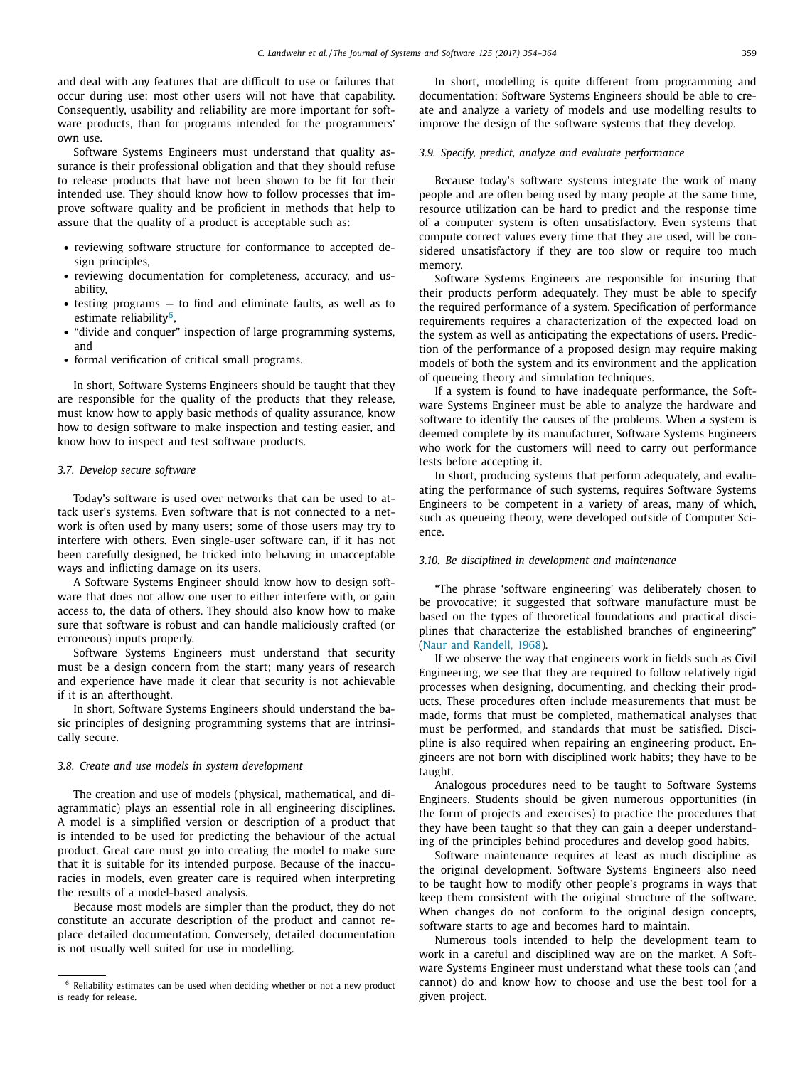and deal with any features that are difficult to use or failures that occur during use; most other users will not have that capability. Consequently, usability and reliability are more important for software products, than for programs intended for the programmers' own use.

Software Systems Engineers must understand that quality assurance is their professional obligation and that they should refuse to release products that have not been shown to be fit for their intended use. They should know how to follow processes that improve software quality and be proficient in methods that help to assure that the quality of a product is acceptable such as:

- reviewing software structure for conformance to accepted design principles,
- reviewing documentation for completeness, accuracy, and usability,
- testing programs — to find and eliminate faults, as well as to estimate reliability[6],
- "divide and conquer" inspection of large programming systems, and
- formal verification of critical small programs.

In short, Software Systems Engineers should be taught that they are responsible for the quality of the products that they release, must know how to apply basic methods of quality assurance, know how to design software to make inspection and testing easier, and know how to inspect and test software products.

### 3.7. Develop secure software

Today's software is used over networks that can be used to attack user's systems. Even software that is not connected to a network is often used by many users; some of those users may try to interfere with others. Even single-user software can, if it has not been carefully designed, be tricked into behaving in unacceptable ways and inflicting damage on its users.

A Software Systems Engineer should know how to design software that does not allow one user to either interfere with, or gain access to, the data of others. They should also know how to make sure that software is robust and can handle maliciously crafted (or erroneous) inputs properly.

Software Systems Engineers must understand that security must be a design concern from the start; many years of research and experience have made it clear that security is not achievable if it is an afterthought.

In short, Software Systems Engineers should understand the basic principles of designing programming systems that are intrinsically secure.

### 3.8. Create and use models in system development

The creation and use of models (physical, mathematical, and diagrammatic) plays an essential role in all engineering disciplines. A model is a simplified version or description of a product that is intended to be used for predicting the behaviour of the actual product. Great care must go into creating the model to make sure that it is suitable for its intended purpose. Because of the inaccuracies in models, even greater care is required when interpreting the results of a model-based analysis.

Because most models are simpler than the product, they do not constitute an accurate description of the product and cannot replace detailed documentation. Conversely, detailed documentation is not usually well suited for use in modelling.

In short, modelling is quite different from programming and documentation; Software Systems Engineers should be able to create and analyze a variety of models and use modelling results to improve the design of the software systems that they develop.

### 3.9. Specify, predict, analyze and evaluate performance

Because today's software systems integrate the work of many people and are often being used by many people at the same time, resource utilization can be hard to predict and the response time of a computer system is often unsatisfactory. Even systems that compute correct values every time that they are used, will be considered unsatisfactory if they are too slow or require too much memory.

Software Systems Engineers are responsible for insuring that their products perform adequately. They must be able to specify the required performance of a system. Specification of performance requirements requires a characterization of the expected load on the system as well as anticipating the expectations of users. Prediction of the performance of a proposed design may require making models of both the system and its environment and the application of queueing theory and simulation techniques.

If a system is found to have inadequate performance, the Software Systems Engineer must be able to analyze the hardware and software to identify the causes of the problems. When a system is deemed complete by its manufacturer, Software Systems Engineers who work for the customers will need to carry out performance tests before accepting it.

In short, producing systems that perform adequately, and evaluating the performance of such systems, requires Software Systems Engineers to be competent in a variety of areas, many of which, such as queueing theory, were developed outside of Computer Science.

### 3.10. Be disciplined in development and maintenance

"The phrase 'software engineering' was deliberately chosen to be provocative; it suggested that software manufacture must be based on the types of theoretical foundations and practical disciplines that characterize the established branches of engineering" (Naur and Randell, 1968).

If we observe the way that engineers work in fields such as Civil Engineering, we see that they are required to follow relatively rigid processes when designing, documenting, and checking their products. These procedures often include measurements that must be made, forms that must be completed, mathematical analyses that must be performed, and standards that must be satisfied. Discipline is also required when repairing an engineering product. Engineers are not born with disciplined work habits; they have to be taught.

Analogous procedures need to be taught to Software Systems Engineers. Students should be given numerous opportunities (in the form of projects and exercises) to practice the procedures that they have been taught so that they can gain a deeper understanding of the principles behind procedures and develop good habits.

Software maintenance requires at least as much discipline as the original development. Software Systems Engineers also need to be taught how to modify other people's programs in ways that keep them consistent with the original structure of the software. When changes do not conform to the original design concepts, software starts to age and becomes hard to maintain.

Numerous tools intended to help the development team to work in a careful and disciplined way are on the market. A Software Systems Engineer must understand what these tools can (and cannot) do and know how to choose and use the best tool for a given project.

[6] Reliability estimates can be used when deciding whether or not a new product is ready for release.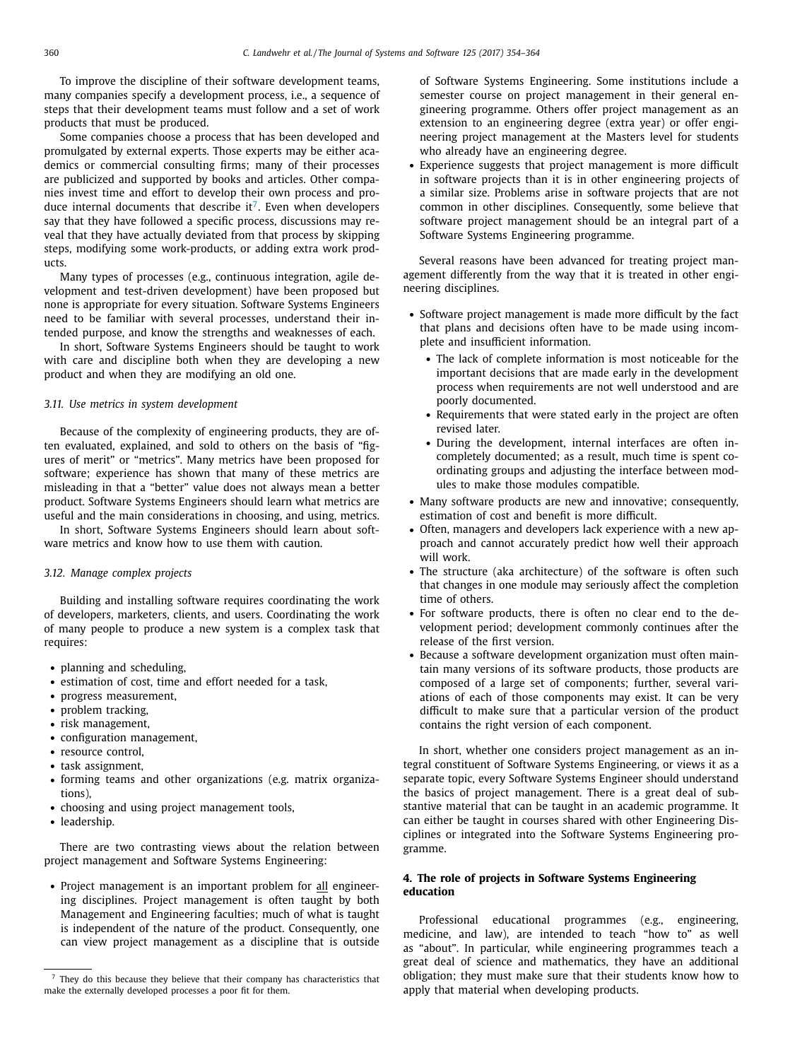To improve the discipline of their software development teams, many companies specify a development process, i.e., a sequence of steps that their development teams must follow and a set of work products that must be produced.

Some companies choose a process that has been developed and promulgated by external experts. Those experts may be either academics or commercial consulting firms; many of their processes are publicized and supported by books and articles. Other companies invest time and effort to develop their own process and produce internal documents that describe it[7]. Even when developers say that they have followed a specific process, discussions may reveal that they have actually deviated from that process by skipping steps, modifying some work-products, or adding extra work products.

Many types of processes (e.g., continuous integration, agile development and test-driven development) have been proposed but none is appropriate for every situation. Software Systems Engineers need to be familiar with several processes, understand their intended purpose, and know the strengths and weaknesses of each.

In short, Software Systems Engineers should be taught to work with care and discipline both when they are developing a new product and when they are modifying an old one.

### *3.11. Use metrics in system development*

Because of the complexity of engineering products, they are often evaluated, explained, and sold to others on the basis of "figures of merit" or "metrics". Many metrics have been proposed for software; experience has shown that many of these metrics are misleading in that a "better" value does not always mean a better product. Software Systems Engineers should learn what metrics are useful and the main considerations in choosing, and using, metrics.

In short, Software Systems Engineers should learn about software metrics and know how to use them with caution.

### *3.12. Manage complex projects*

Building and installing software requires coordinating the work of developers, marketers, clients, and users. Coordinating the work of many people to produce a new system is a complex task that requires:

- planning and scheduling,
- estimation of cost, time and effort needed for a task,
- progress measurement,
- problem tracking,
- risk management,
- configuration management,
- resource control,
- task assignment,
- forming teams and other organizations (e.g. matrix organizations),
- choosing and using project management tools,
- leadership.

There are two contrasting views about the relation between project management and Software Systems Engineering:

- Project management is an important problem for all engineering disciplines. Project management is often taught by both Management and Engineering faculties; much of what is taught is independent of the nature of the product. Consequently, one can view project management as a discipline that is outside of Software Systems Engineering. Some institutions include a semester course on project management in their general engineering programme. Others offer project management as an extension to an engineering degree (extra year) or offer engineering project management at the Masters level for students who already have an engineering degree.
- Experience suggests that project management is more difficult in software projects than it is in other engineering projects of a similar size. Problems arise in software projects that are not common in other disciplines. Consequently, some believe that software project management should be an integral part of a Software Systems Engineering programme.

Several reasons have been advanced for treating project management differently from the way that it is treated in other engineering disciplines.

- Software project management is made more difficult by the fact that plans and decisions often have to be made using incomplete and insufficient information.
  - The lack of complete information is most noticeable for the important decisions that are made early in the development process when requirements are not well understood and are poorly documented.
  - Requirements that were stated early in the project are often revised later.
  - During the development, internal interfaces are often incompletely documented; as a result, much time is spent coordinating groups and adjusting the interface between modules to make those modules compatible.
- Many software products are new and innovative; consequently, estimation of cost and benefit is more difficult.
- Often, managers and developers lack experience with a new approach and cannot accurately predict how well their approach will work.
- The structure (aka architecture) of the software is often such that changes in one module may seriously affect the completion time of others.
- For software products, there is often no clear end to the development period; development commonly continues after the release of the first version.
- Because a software development organization must often maintain many versions of its software products, those products are composed of a large set of components; further, several variations of each of those components may exist. It can be very difficult to make sure that a particular version of the product contains the right version of each component.

In short, whether one considers project management as an integral constituent of Software Systems Engineering, or views it as a separate topic, every Software Systems Engineer should understand the basics of project management. There is a great deal of substantive material that can be taught in an academic programme. It can either be taught in courses shared with other Engineering Disciplines or integrated into the Software Systems Engineering programme.

## 4. The role of projects in Software Systems Engineering education

Professional educational programmes (e.g., engineering, medicine, and law), are intended to teach "how to" as well as "about". In particular, while engineering programmes teach a great deal of science and mathematics, they have an additional obligation; they must make sure that their students know how to apply that material when developing products.

[7] They do this because they believe that their company has characteristics that make the externally developed processes a poor fit for them.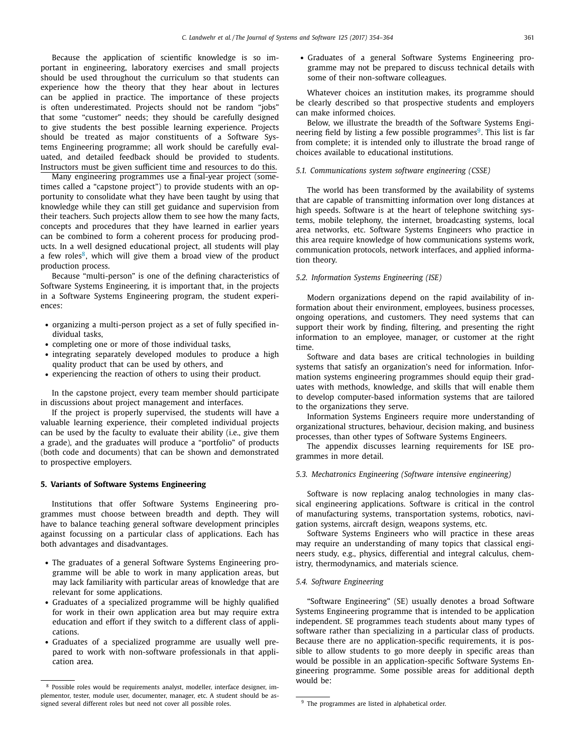Because the application of scientific knowledge is so important in engineering, laboratory exercises and small projects should be used throughout the curriculum so that students can experience how the theory that they hear about in lectures can be applied in practice. The importance of these projects is often underestimated. Projects should not be random "jobs" that some "customer" needs; they should be carefully designed to give students the best possible learning experience. Projects should be treated as major constituents of a Software Systems Engineering programme; all work should be carefully evaluated, and detailed feedback should be provided to students. Instructors must be given sufficient time and resources to do this.

Many engineering programmes use a final-year project (sometimes called a "capstone project") to provide students with an opportunity to consolidate what they have been taught by using that knowledge while they can still get guidance and supervision from their teachers. Such projects allow them to see how the many facts, concepts and procedures that they have learned in earlier years can be combined to form a coherent process for producing products. In a well designed educational project, all students will play a few roles[8], which will give them a broad view of the product production process.

Because "multi-person" is one of the defining characteristics of Software Systems Engineering, it is important that, in the projects in a Software Systems Engineering program, the student experiences:

- organizing a multi-person project as a set of fully specified individual tasks,
- completing one or more of those individual tasks,
- integrating separately developed modules to produce a high quality product that can be used by others, and
- experiencing the reaction of others to using their product.

In the capstone project, every team member should participate in discussions about project management and interfaces.

If the project is properly supervised, the students will have a valuable learning experience, their completed individual projects can be used by the faculty to evaluate their ability (i.e., give them a grade), and the graduates will produce a "portfolio" of products (both code and documents) that can be shown and demonstrated to prospective employers.

## 5. Variants of Software Systems Engineering

Institutions that offer Software Systems Engineering programmes must choose between breadth and depth. They will have to balance teaching general software development principles against focussing on a particular class of applications. Each has both advantages and disadvantages.

- The graduates of a general Software Systems Engineering programme will be able to work in many application areas, but may lack familiarity with particular areas of knowledge that are relevant for some applications.
- Graduates of a specialized programme will be highly qualified for work in their own application area but may require extra education and effort if they switch to a different class of applications.
- Graduates of a specialized programme are usually well prepared to work with non-software professionals in that application area.
- Graduates of a general Software Systems Engineering programme may not be prepared to discuss technical details with some of their non-software colleagues.

Whatever choices an institution makes, its programme should be clearly described so that prospective students and employers can make informed choices.

Below, we illustrate the breadth of the Software Systems Engineering field by listing a few possible programmes[9]. This list is far from complete; it is intended only to illustrate the broad range of choices available to educational institutions.

### *5.1. Communications system software engineering (CSSE)*

The world has been transformed by the availability of systems that are capable of transmitting information over long distances at high speeds. Software is at the heart of telephone switching systems, mobile telephony, the internet, broadcasting systems, local area networks, etc. Software Systems Engineers who practice in this area require knowledge of how communications systems work, communication protocols, network interfaces, and applied information theory.

### *5.2. Information Systems Engineering (ISE)*

Modern organizations depend on the rapid availability of information about their environment, employees, business processes, ongoing operations, and customers. They need systems that can support their work by finding, filtering, and presenting the right information to an employee, manager, or customer at the right time.

Software and data bases are critical technologies in building systems that satisfy an organization's need for information. Information systems engineering programmes should equip their graduates with methods, knowledge, and skills that will enable them to develop computer-based information systems that are tailored to the organizations they serve.

Information Systems Engineers require more understanding of organizational structures, behaviour, decision making, and business processes, than other types of Software Systems Engineers.

The appendix discusses learning requirements for ISE programmes in more detail.

### *5.3. Mechatronics Engineering (Software intensive engineering)*

Software is now replacing analog technologies in many classical engineering applications. Software is critical in the control of manufacturing systems, transportation systems, robotics, navigation systems, aircraft design, weapons systems, etc.

Software Systems Engineers who will practice in these areas may require an understanding of many topics that classical engineers study, e.g., physics, differential and integral calculus, chemistry, thermodynamics, and materials science.

### *5.4. Software Engineering*

"Software Engineering" (SE) usually denotes a broad Software Systems Engineering programme that is intended to be application independent. SE programmes teach students about many types of software rather than specializing in a particular class of products. Because there are no application-specific requirements, it is possible to allow students to go more deeply in specific areas than would be possible in an application-specific Software Systems Engineering programme. Some possible areas for additional depth would be:

[8] Possible roles would be requirements analyst, modeller, interface designer, implementor, tester, module user, documenter, manager, etc. A student should be assigned several different roles but need not cover all possible roles.

[9] The programmes are listed in alphabetical order.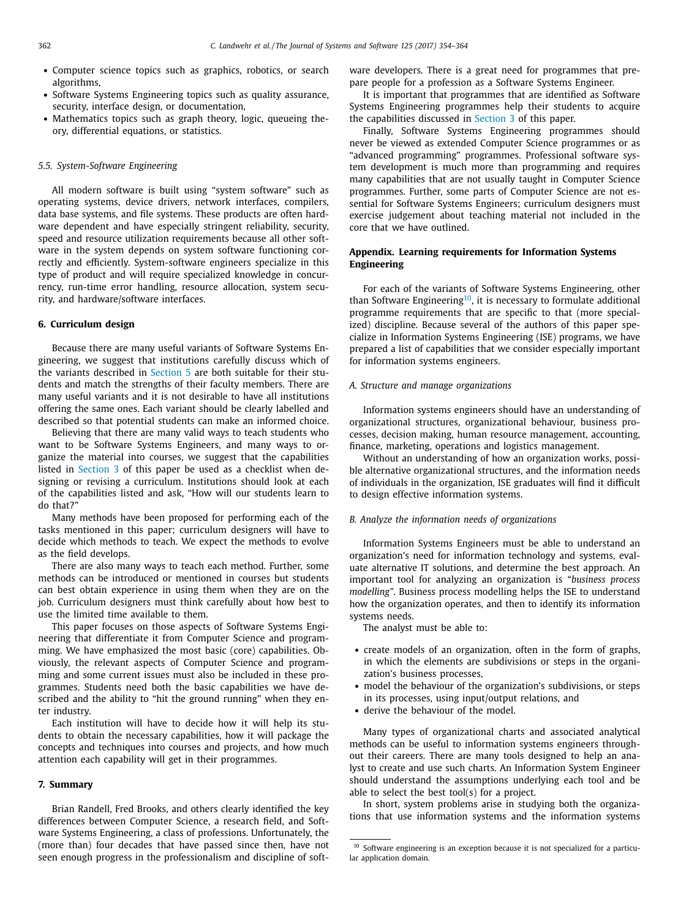- Computer science topics such as graphics, robotics, or search algorithms,
- Software Systems Engineering topics such as quality assurance, security, interface design, or documentation,
- Mathematics topics such as graph theory, logic, queueing theory, differential equations, or statistics.

### 5.5. System-Software Engineering

All modern software is built using "system software" such as operating systems, device drivers, network interfaces, compilers, data base systems, and file systems. These products are often hardware dependent and have especially stringent reliability, security, speed and resource utilization requirements because all other software in the system depends on system software functioning correctly and efficiently. System-software engineers specialize in this type of product and will require specialized knowledge in concurrency, run-time error handling, resource allocation, system security, and hardware/software interfaces.

## 6. Curriculum design

Because there are many useful variants of Software Systems Engineering, we suggest that institutions carefully discuss which of the variants described in Section 5 are both suitable for their students and match the strengths of their faculty members. There are many useful variants and it is not desirable to have all institutions offering the same ones. Each variant should be clearly labelled and described so that potential students can make an informed choice.

Believing that there are many valid ways to teach students who want to be Software Systems Engineers, and many ways to organize the material into courses, we suggest that the capabilities listed in Section 3 of this paper be used as a checklist when designing or revising a curriculum. Institutions should look at each of the capabilities listed and ask, "How will our students learn to do that?"

Many methods have been proposed for performing each of the tasks mentioned in this paper; curriculum designers will have to decide which methods to teach. We expect the methods to evolve as the field develops.

There are also many ways to teach each method. Further, some methods can be introduced or mentioned in courses but students can best obtain experience in using them when they are on the job. Curriculum designers must think carefully about how best to use the limited time available to them.

This paper focuses on those aspects of Software Systems Engineering that differentiate it from Computer Science and programming. We have emphasized the most basic (core) capabilities. Obviously, the relevant aspects of Computer Science and programming and some current issues must also be included in these programmes. Students need both the basic capabilities we have described and the ability to "hit the ground running" when they enter industry.

Each institution will have to decide how it will help its students to obtain the necessary capabilities, how it will package the concepts and techniques into courses and projects, and how much attention each capability will get in their programmes.

## 7. Summary

Brian Randell, Fred Brooks, and others clearly identified the key differences between Computer Science, a research field, and Software Systems Engineering, a class of professions. Unfortunately, the (more than) four decades that have passed since then, have not seen enough progress in the professionalism and discipline of software developers. There is a great need for programmes that prepare people for a profession as a Software Systems Engineer.

It is important that programmes that are identified as Software Systems Engineering programmes help their students to acquire the capabilities discussed in Section 3 of this paper.

Finally, Software Systems Engineering programmes should never be viewed as extended Computer Science programmes or as "advanced programming" programmes. Professional software system development is much more than programming and requires many capabilities that are not usually taught in Computer Science programmes. Further, some parts of Computer Science are not essential for Software Systems Engineers; curriculum designers must exercise judgement about teaching material not included in the core that we have outlined.

## Appendix. Learning requirements for Information Systems Engineering

For each of the variants of Software Systems Engineering, other than Software Engineering[10], it is necessary to formulate additional programme requirements that are specific to that (more specialized) discipline. Because several of the authors of this paper specialize in Information Systems Engineering (ISE) programs, we have prepared a list of capabilities that we consider especially important for information systems engineers.

### A. Structure and manage organizations

Information systems engineers should have an understanding of organizational structures, organizational behaviour, business processes, decision making, human resource management, accounting, finance, marketing, operations and logistics management.

Without an understanding of how an organization works, possible alternative organizational structures, and the information needs of individuals in the organization, ISE graduates will find it difficult to design effective information systems.

### B. Analyze the information needs of organizations

Information Systems Engineers must be able to understand an organization's need for information technology and systems, evaluate alternative IT solutions, and determine the best approach. An important tool for analyzing an organization is "*business process modelling*". Business process modelling helps the ISE to understand how the organization operates, and then to identify its information systems needs.

The analyst must be able to:

- create models of an organization, often in the form of graphs, in which the elements are subdivisions or steps in the organization's business processes,
- model the behaviour of the organization's subdivisions, or steps in its processes, using input/output relations, and
- derive the behaviour of the model.

Many types of organizational charts and associated analytical methods can be useful to information systems engineers throughout their careers. There are many tools designed to help an analyst to create and use such charts. An Information System Engineer should understand the assumptions underlying each tool and be able to select the best tool(s) for a project.

In short, system problems arise in studying both the organizations that use information systems and the information systems

[10] Software engineering is an exception because it is not specialized for a particular application domain.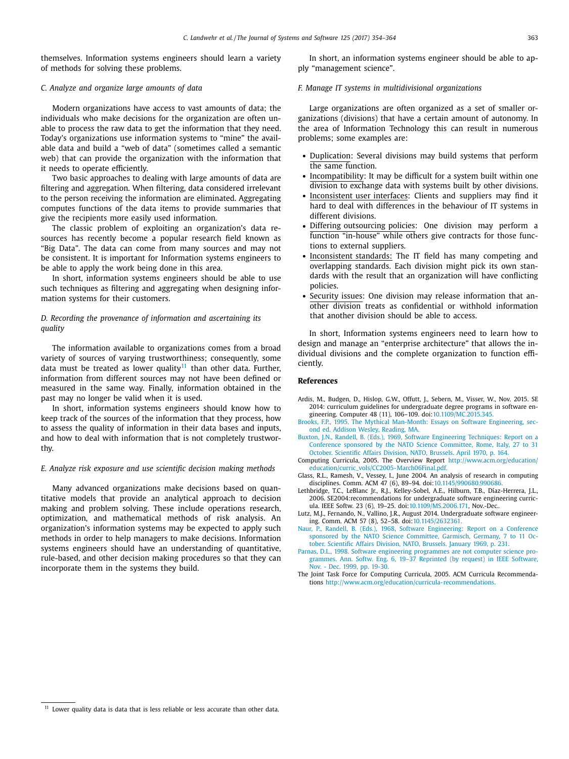themselves. Information systems engineers should learn a variety of methods for solving these problems.

### C. Analyze and organize large amounts of data

Modern organizations have access to vast amounts of data; the individuals who make decisions for the organization are often unable to process the raw data to get the information that they need. Today's organizations use information systems to "mine" the available data and build a "web of data" (sometimes called a semantic web) that can provide the organization with the information that it needs to operate efficiently.

Two basic approaches to dealing with large amounts of data are filtering and aggregation. When filtering, data considered irrelevant to the person receiving the information are eliminated. Aggregating computes functions of the data items to provide summaries that give the recipients more easily used information.

The classic problem of exploiting an organization's data resources has recently become a popular research field known as "Big Data". The data can come from many sources and may not be consistent. It is important for Information systems engineers to be able to apply the work being done in this area.

In short, information systems engineers should be able to use such techniques as filtering and aggregating when designing information systems for their customers.

### D. Recording the provenance of information and ascertaining its quality

The information available to organizations comes from a broad variety of sources of varying trustworthiness; consequently, some data must be treated as lower quality[11] than other data. Further, information from different sources may not have been defined or measured in the same way. Finally, information obtained in the past may no longer be valid when it is used.

In short, information systems engineers should know how to keep track of the sources of the information that they process, how to assess the quality of information in their data bases and inputs, and how to deal with information that is not completely trustworthy.

### E. Analyze risk exposure and use scientific decision making methods

Many advanced organizations make decisions based on quantitative models that provide an analytical approach to decision making and problem solving. These include operations research, optimization, and mathematical methods of risk analysis. An organization's information systems may be expected to apply such methods in order to help managers to make decisions. Information systems engineers should have an understanding of quantitative, rule-based, and other decision making procedures so that they can incorporate them in the systems they build.

In short, an information systems engineer should be able to apply "management science".

### F. Manage IT systems in multidivisional organizations

Large organizations are often organized as a set of smaller organizations (divisions) that have a certain amount of autonomy. In the area of Information Technology this can result in numerous problems; some examples are:

- Duplication: Several divisions may build systems that perform the same function.
- Incompatibility: It may be difficult for a system built within one division to exchange data with systems built by other divisions.
- Inconsistent user interfaces: Clients and suppliers may find it hard to deal with differences in the behaviour of IT systems in different divisions.
- Differing outsourcing policies: One division may perform a function "in-house" while others give contracts for those functions to external suppliers.
- Inconsistent standards: The IT field has many competing and overlapping standards. Each division might pick its own standards with the result that an organization will have conflicting policies.
- Security issues: One division may release information that another division treats as confidential or withhold information that another division should be able to access.

In short, Information systems engineers need to learn how to design and manage an "enterprise architecture" that allows the individual divisions and the complete organization to function efficiently.

## References

Ardis, M., Budgen, D., Hislop, G.W., Offutt, J., Sebern, M., Visser, W., Nov. 2015. SE 2014: curriculum guidelines for undergraduate degree programs in software engineering. Computer 48 (11), 106–109. doi:10.1109/MC.2015.345.

Brooks, F.P., 1995. The Mythical Man-Month: Essays on Software Engineering, second ed. Addison Wesley, Reading, MA.

Buxton, J.N., Randell, B. (Eds.), 1969, Software Engineering Techniques: Report on a Conference sponsored by the NATO Science Committee, Rome, Italy, 27 to 31 October. Scientific Affairs Division, NATO, Brussels. April 1970, p. 164.

Computing Curricula, 2005. The Overview Report http://www.acm.org/education/education/curric_vols/CC2005-March06Final.pdf.

Glass, R.L., Ramesh, V., Vessey, I., June 2004. An analysis of research in computing disciplines. Comm. ACM 47 (6), 89–94. doi:10.1145/990680.990686.

Lethbridge, T.C., LeBlanc Jr., R.J., Kelley-Sobel, A.E., Hilburn, T.B., Díaz-Herrera, J.L., 2006. SE2004:recommendations for undergraduate software engineering curricula. IEEE Softw. 23 (6), 19–25. doi:10.1109/MS.2006.171, Nov.-Dec..

Lutz, M.J., Fernando, N., Vallino, J.R., August 2014. Undergraduate software engineering. Comm. ACM 57 (8), 52–58. doi:10.1145/2632361.

Naur, P., Randell, B. (Eds.), 1968, Software Engineering: Report on a Conference sponsored by the NATO Science Committee, Garmisch, Germany, 7 to 11 October. Scientific Affairs Division, NATO, Brussels. January 1969, p. 231.

Parnas, D.L., 1998. Software engineering programmes are not computer science programmes. Ann. Softw. Eng. 6, 19–37 Reprinted (by request) in IEEE Software, Nov. - Dec. 1999, pp. 19-30.

The Joint Task Force for Computing Curricula, 2005. ACM Curricula Recommendations http://www.acm.org/education/curricula-recommendations.

---

[11] Lower quality data is data that is less reliable or less accurate than other data.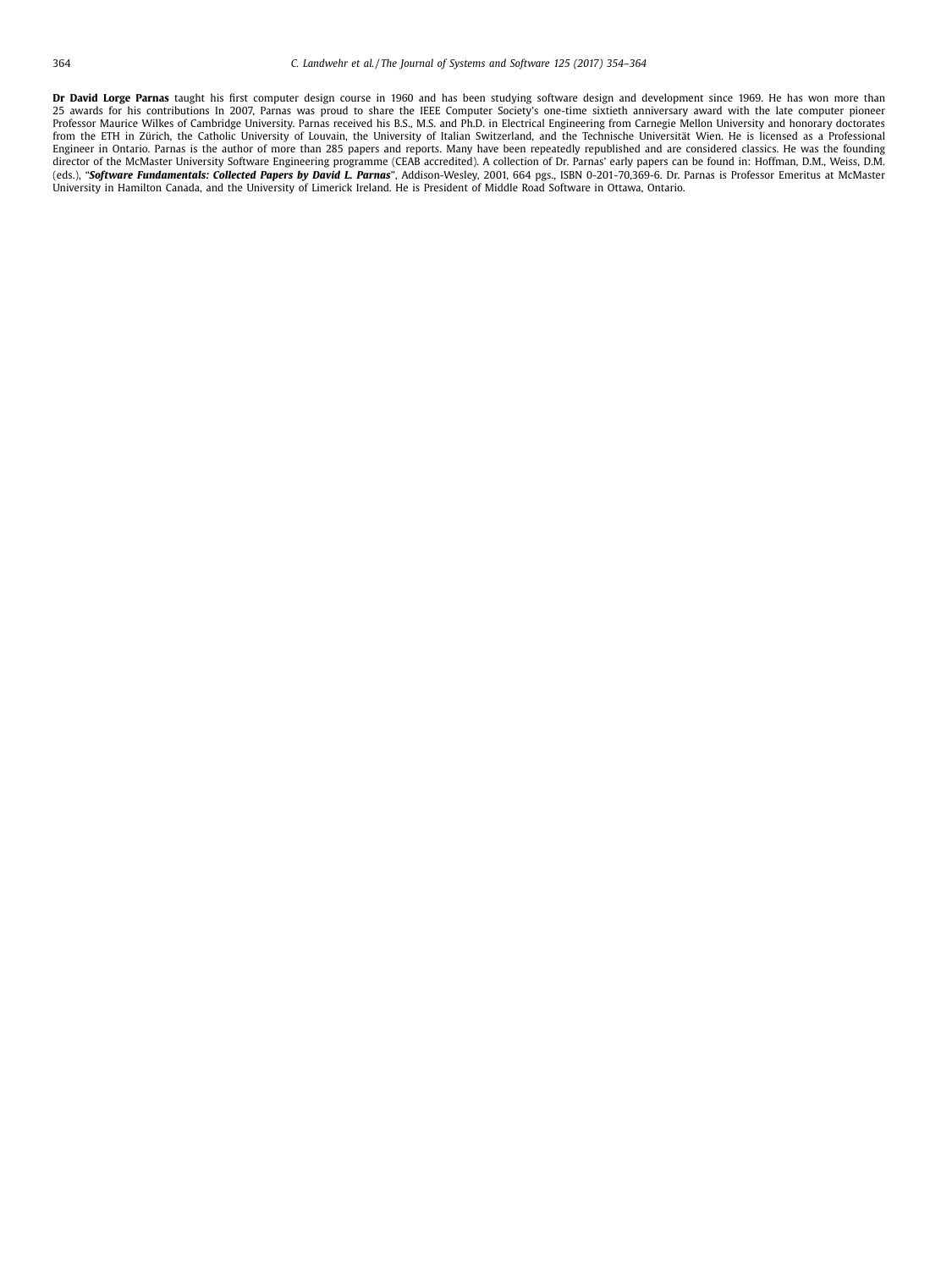**Dr David Lorge Parnas** taught his first computer design course in 1960 and has been studying software design and development since 1969. He has won more than 25 awards for his contributions In 2007, Parnas was proud to share the IEEE Computer Society's one-time sixtieth anniversary award with the late computer pioneer Professor Maurice Wilkes of Cambridge University. Parnas received his B.S., M.S. and Ph.D. in Electrical Engineering from Carnegie Mellon University and honorary doctorates from the ETH in Zürich, the Catholic University of Louvain, the University of Italian Switzerland, and the Technische Universität Wien. He is licensed as a Professional Engineer in Ontario. Parnas is the author of more than 285 papers and reports. Many have been repeatedly republished and are considered classics. He was the founding director of the McMaster University Software Engineering programme (CEAB accredited). A collection of Dr. Parnas' early papers can be found in: Hoffman, D.M., Weiss, D.M. (eds.), "***Software Fundamentals: Collected Papers by David L. Parnas***", Addison-Wesley, 2001, 664 pgs., ISBN 0-201-70,369-6. Dr. Parnas is Professor Emeritus at McMaster University in Hamilton Canada, and the University of Limerick Ireland. He is President of Middle Road Software in Ottawa, Ontario.